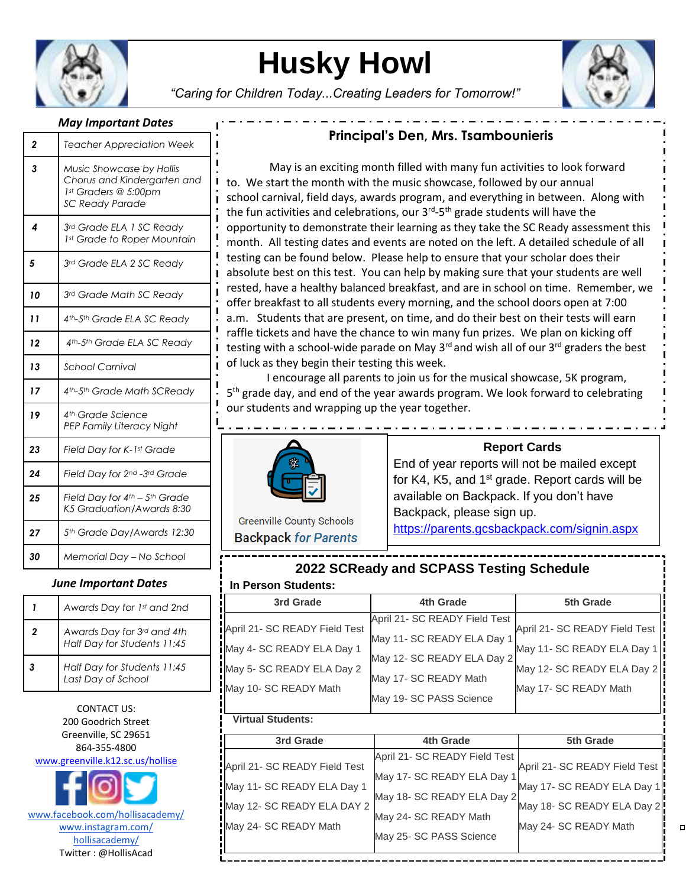# Husky Howl

*"Caring for Children Today...Creating Leaders for Tomorrow!"*

## Principal's Den, Mrs. Tsambounieris

May is an exciting month filled with many fun activities to look forward to. We start the month with the music showcase, followed by our annual school carnival, field days, awards program, and everything in between. Along with the fun activities and celebrations, our 3rd-5th grade students will have the opportunity to demonstrate their learning as they take the SC Ready assessment this month. All testing dates and events are noted on the left. A detailed schedule of all testing can be found below. Please help to ensure that your scholar does their absolute best on this test. You can help by making sure that your students are well rested, have a healthy balanced breakfast, and are in school on time. Remember, we offer breakfast to all students every morning, and the school doors open at 7:00 a.m. Students that are present, on time, and do their best on their tests will earn raffle tickets and have the chance to win many fun prizes. We plan on kicking off testing with a school-wide parade on May 3rd and wish all of our 3rd graders the best of luck as they begin their testing this week.

I encourage all parents to join us for the musical showcase, 5K program, 5th grade day, and end of the year awards program. We look forward to celebrating our students and wrapping up the year together.

### *May Important Dates*

| | |
|---|---|
| **2** | *Teacher Appreciation Week* |
| **3** | *Music Showcase by Hollis Chorus and Kindergarten and 1st Graders @ 5:00pm*<br>*SC Ready Parade* |
| **4** | *3rd Grade ELA 1 SC Ready*<br>*1st Grade to Roper Mountain* |
| **5** | *3rd Grade ELA 2 SC Ready* |
| **10** | *3rd Grade Math SC Ready* |
| **11** | *4th-5th Grade ELA SC Ready* |
| **12** | *4th-5th Grade ELA SC Ready* |
| **13** | *School Carnival* |
| **17** | *4th-5th Grade Math SCReady* |
| **19** | *4th Grade Science*<br>*PEP Family Literacy Night* |
| **23** | *Field Day for K-1st Grade* |
| **24** | *Field Day for 2nd -3rd Grade* |
| **25** | *Field Day for 4th – 5th Grade*<br>*K5 Graduation/Awards 8:30* |
| **27** | *5th Grade Day/Awards 12:30* |
| **30** | *Memorial Day – No School* |

### *June Important Dates*

| | |
|---|---|
| **1** | *Awards Day for 1st and 2nd* |
| **2** | *Awards Day for 3rd and 4th*<br>*Half Day for Students 11:45* |
| **3** | *Half Day for Students 11:45*<br>*Last Day of School* |

CONTACT US:
200 Goodrich Street
Greenville, SC 29651
864-355-4800
www.greenville.k12.sc.us/hollise

www.facebook.com/hollisacademy/
www.instagram.com/hollisacademy/
Twitter : @HollisAcad

Greenville County Schools
Backpack *for Parents*

## Report Cards

End of year reports will not be mailed except for K4, K5, and 1st grade. Report cards will be available on Backpack. If you don't have Backpack, please sign up.
https://parents.gcsbackpack.com/signin.aspx

## 2022 SCReady and SCPASS Testing Schedule

**In Person Students:**

| 3rd Grade | 4th Grade | 5th Grade |
|---|---|---|
| April 21- SC READY Field Test<br>May 4- SC READY ELA Day 1<br>May 5- SC READY ELA Day 2<br>May 10- SC READY Math | April 21- SC READY Field Test<br>May 11- SC READY ELA Day 1<br>May 12- SC READY ELA Day 2<br>May 17- SC READY Math<br>May 19- SC PASS Science | April 21- SC READY Field Test<br>May 11- SC READY ELA Day 1<br>May 12- SC READY ELA Day 2<br>May 17- SC READY Math |

**Virtual Students:**

| 3rd Grade | 4th Grade | 5th Grade |
|---|---|---|
| April 21- SC READY Field Test<br>May 11- SC READY ELA Day 1<br>May 12- SC READY ELA DAY 2<br>May 24- SC READY Math | April 21- SC READY Field Test<br>May 17- SC READY ELA Day 1<br>May 18- SC READY ELA Day 2<br>May 24- SC READY Math<br>May 25- SC PASS Science | April 21- SC READY Field Test<br>May 17- SC READY ELA Day 1<br>May 18- SC READY ELA Day 2<br>May 24- SC READY Math |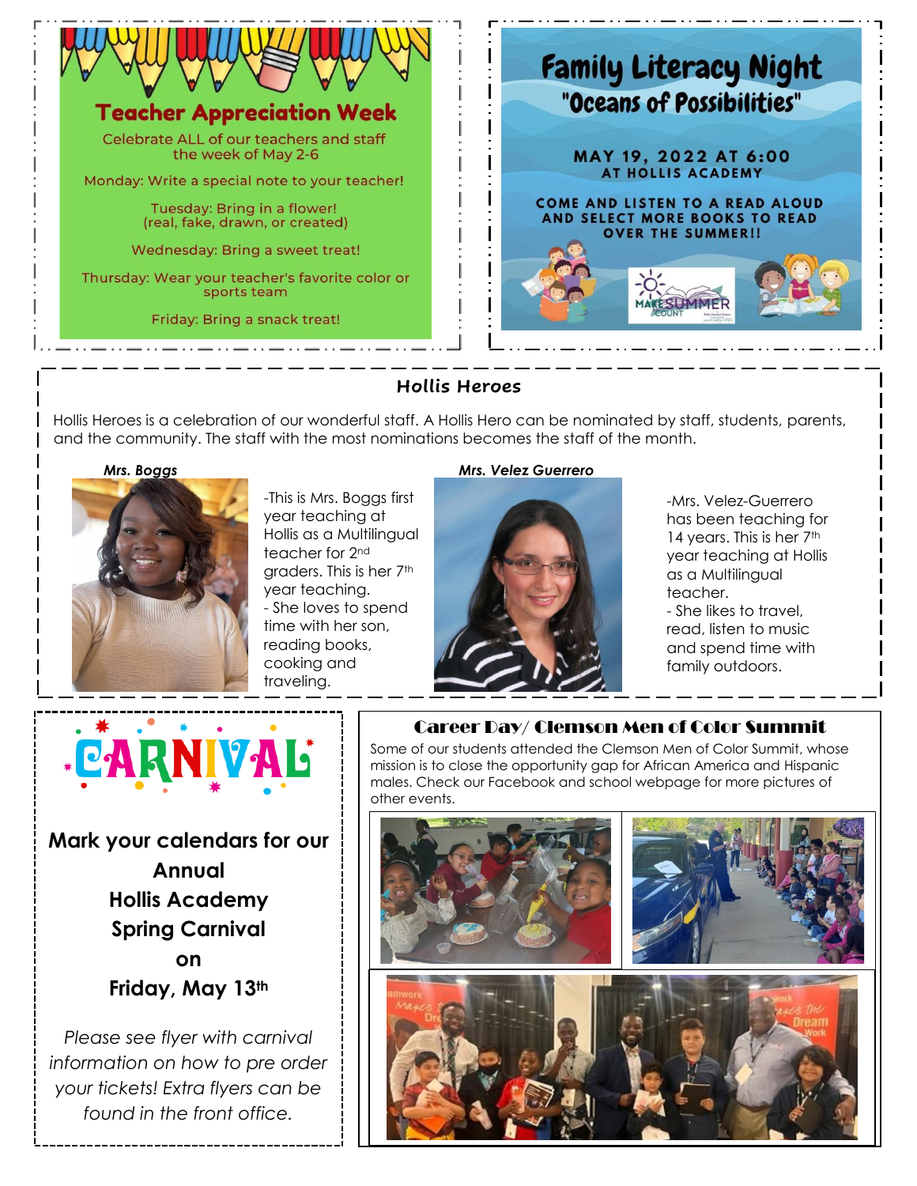## Teacher Appreciation Week

Celebrate ALL of our teachers and staff the week of May 2-6

Monday: Write a special note to your teacher!

Tuesday: Bring in a flower! (real, fake, drawn, or created)

Wednesday: Bring a sweet treat!

Thursday: Wear your teacher's favorite color or sports team

Friday: Bring a snack treat!

## Family Literacy Night

### "Oceans of Possibilities"

MAY 19, 2022 AT 6:00
AT HOLLIS ACADEMY

COME AND LISTEN TO A READ ALOUD AND SELECT MORE BOOKS TO READ OVER THE SUMMER!!

MAKE SUMMER COUNT

## Hollis Heroes

Hollis Heroes is a celebration of our wonderful staff. A Hollis Hero can be nominated by staff, students, parents, and the community. The staff with the most nominations becomes the staff of the month.

***Mrs. Boggs***

-This is Mrs. Boggs first year teaching at Hollis as a Multilingual teacher for 2nd graders. This is her 7th year teaching.
- She loves to spend time with her son, reading books, cooking and traveling.

***Mrs. Velez Guerrero***

-Mrs. Velez-Guerrero has been teaching for 14 years. This is her 7th year teaching at Hollis as a Multilingual teacher.
- She likes to travel, read, listen to music and spend time with family outdoors.

## CARNIVAL

**Mark your calendars for our Annual Hollis Academy Spring Carnival on Friday, May 13th**

*Please see flyer with carnival information on how to pre order your tickets! Extra flyers can be found in the front office.*

## Career Day/ Clemson Men of Color Summit

Some of our students attended the Clemson Men of Color Summit, whose mission is to close the opportunity gap for African America and Hispanic males. Check our Facebook and school webpage for more pictures of other events.